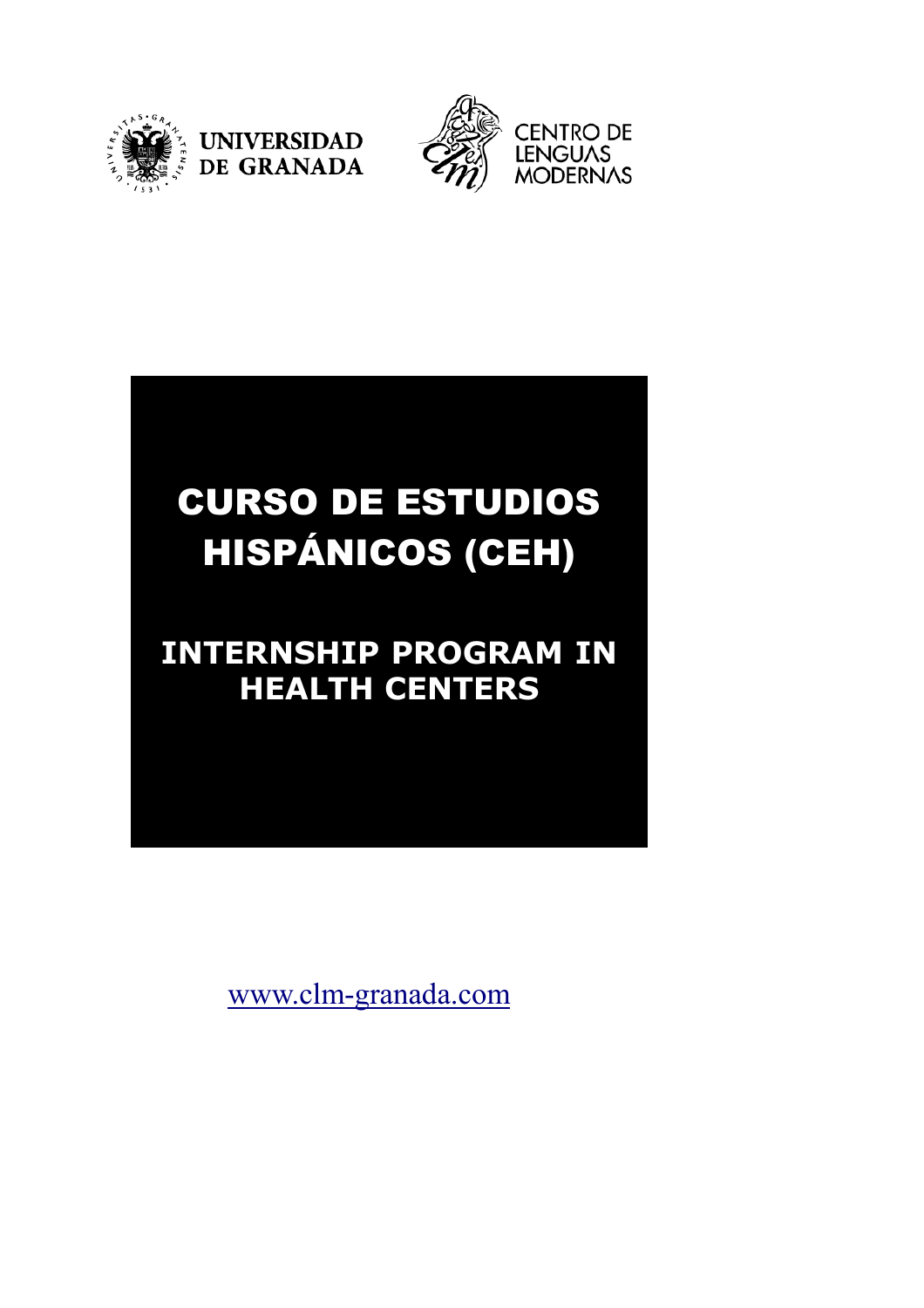UNIVERSIDAD DE GRANADA

CENTRO DE LENGUAS MODERNAS

# CURSO DE ESTUDIOS HISPÁNICOS (CEH)

## INTERNSHIP PROGRAM IN HEALTH CENTERS

www.clm-granada.com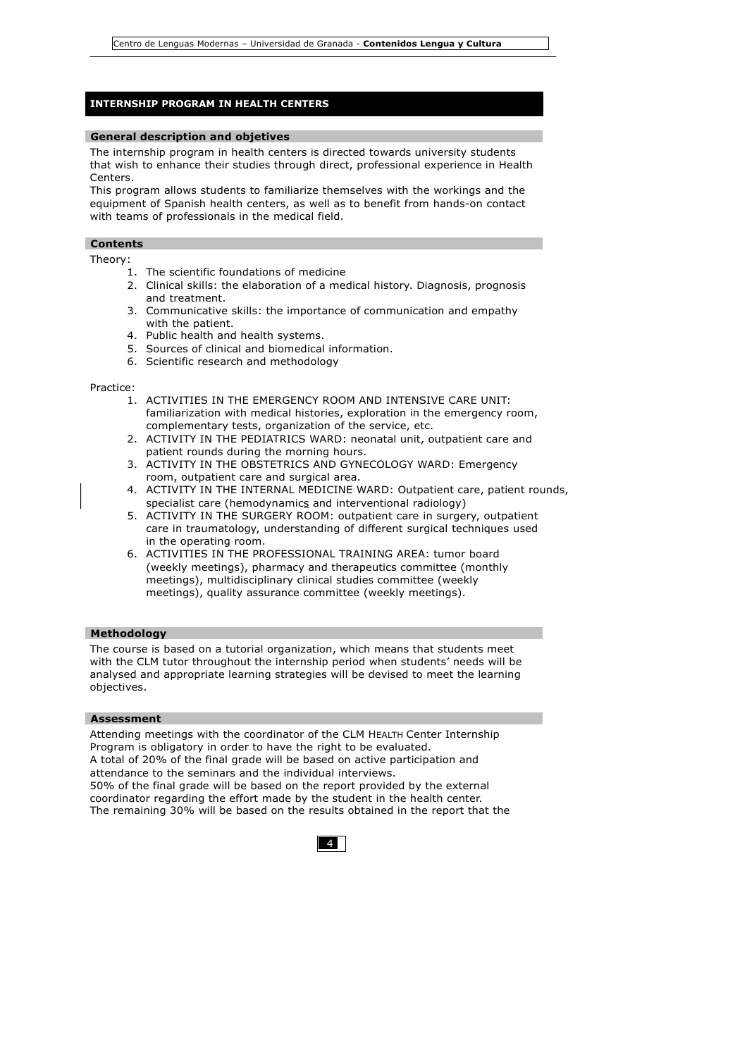## INTERNSHIP PROGRAM IN HEALTH CENTERS

### General description and objetives

The internship program in health centers is directed towards university students that wish to enhance their studies through direct, professional experience in Health Centers.
This program allows students to familiarize themselves with the workings and the equipment of Spanish health centers, as well as to benefit from hands-on contact with teams of professionals in the medical field.

### Contents

Theory:

1. The scientific foundations of medicine
2. Clinical skills: the elaboration of a medical history. Diagnosis, prognosis and treatment.
3. Communicative skills: the importance of communication and empathy with the patient.
4. Public health and health systems.
5. Sources of clinical and biomedical information.
6. Scientific research and methodology

Practice:

1. ACTIVITIES IN THE EMERGENCY ROOM AND INTENSIVE CARE UNIT: familiarization with medical histories, exploration in the emergency room, complementary tests, organization of the service, etc.
2. ACTIVITY IN THE PEDIATRICS WARD: neonatal unit, outpatient care and patient rounds during the morning hours.
3. ACTIVITY IN THE OBSTETRICS AND GYNECOLOGY WARD: Emergency room, outpatient care and surgical area.
4. ACTIVITY IN THE INTERNAL MEDICINE WARD: Outpatient care, patient rounds, specialist care (hemodynamics and interventional radiology)
5. ACTIVITY IN THE SURGERY ROOM: outpatient care in surgery, outpatient care in traumatology, understanding of different surgical techniques used in the operating room.
6. ACTIVITIES IN THE PROFESSIONAL TRAINING AREA: tumor board (weekly meetings), pharmacy and therapeutics committee (monthly meetings), multidisciplinary clinical studies committee (weekly meetings), quality assurance committee (weekly meetings).

### Methodology

The course is based on a tutorial organization, which means that students meet with the CLM tutor throughout the internship period when students' needs will be analysed and appropriate learning strategies will be devised to meet the learning objectives.

### Assessment

Attending meetings with the coordinator of the CLM HEALTH Center Internship Program is obligatory in order to have the right to be evaluated.
A total of 20% of the final grade will be based on active participation and attendance to the seminars and the individual interviews.
50% of the final grade will be based on the report provided by the external coordinator regarding the effort made by the student in the health center.
The remaining 30% will be based on the results obtained in the report that the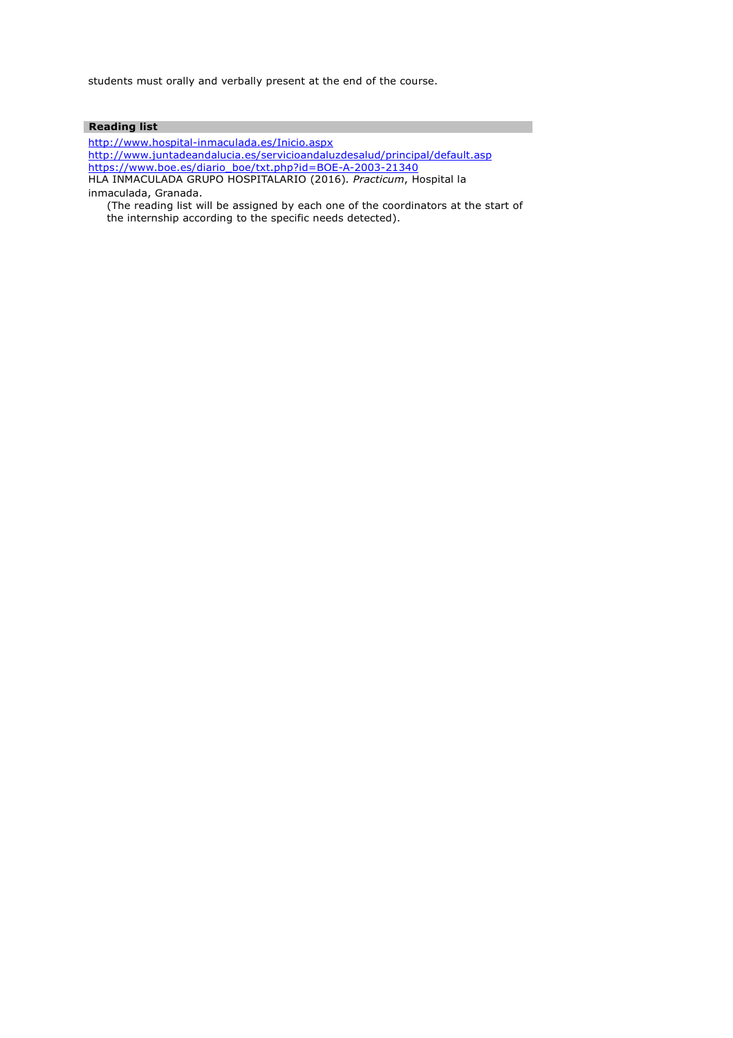students must orally and verbally present at the end of the course.

## Reading list

http://www.hospital-inmaculada.es/Inicio.aspx
http://www.juntadeandalucia.es/servicioandaluzdesalud/principal/default.asp
https://www.boe.es/diario_boe/txt.php?id=BOE-A-2003-21340
HLA INMACULADA GRUPO HOSPITALARIO (2016). *Practicum*, Hospital la inmaculada, Granada.

(The reading list will be assigned by each one of the coordinators at the start of the internship according to the specific needs detected).